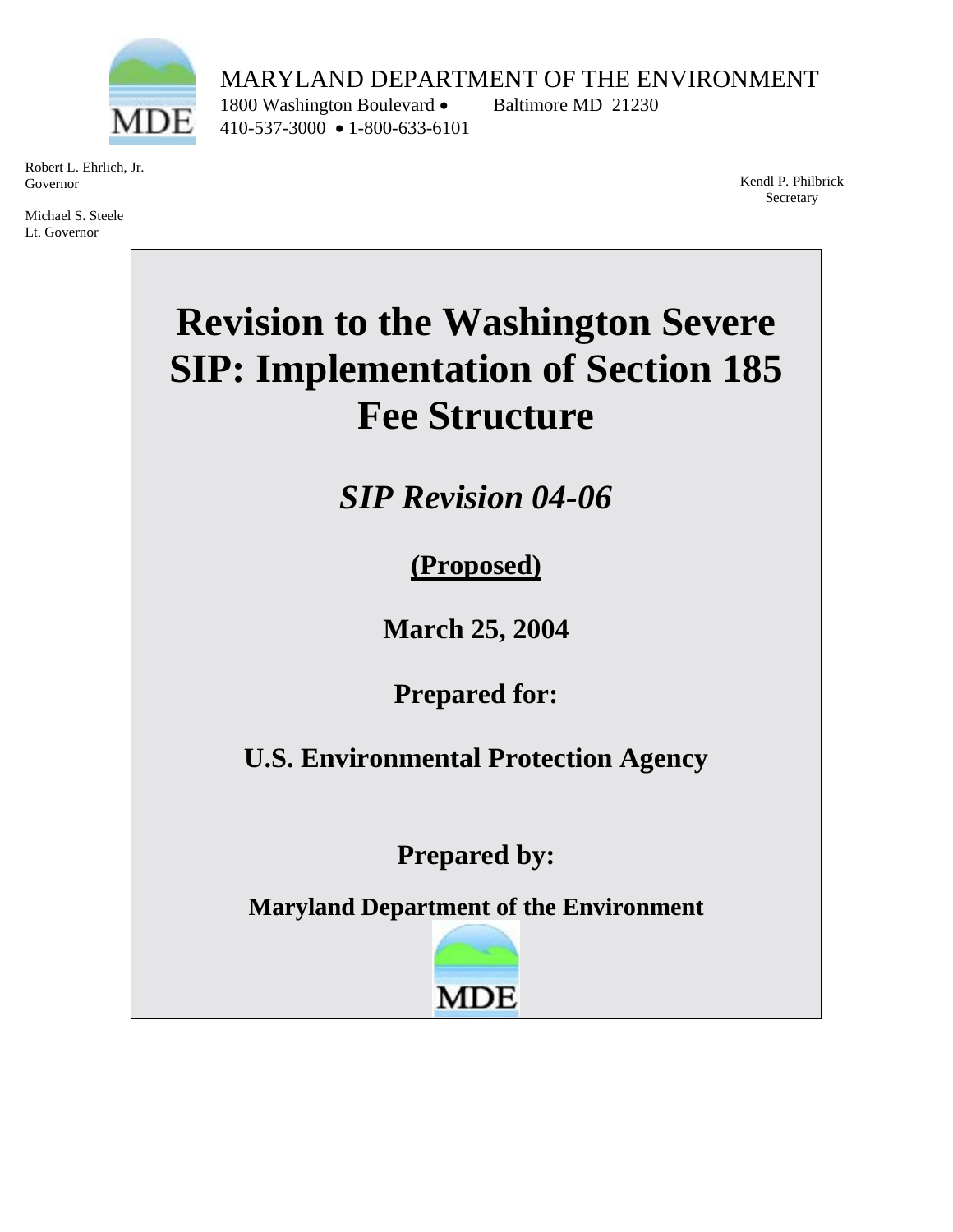MARYLAND DEPARTMENT OF THE ENVIRONMENT

1800 Washington Boulevard • Baltimore MD 21230

410-537-3000 • 1-800-633-6101

Robert L. Ehrlich, Jr.
Governor

Michael S. Steele
Lt. Governor

Kendl P. Philbrick
Secretary

# Revision to the Washington Severe SIP: Implementation of Section 185 Fee Structure

## *SIP Revision 04-06*

**(Proposed)**

**March 25, 2004**

**Prepared for:**

**U.S. Environmental Protection Agency**

**Prepared by:**

**Maryland Department of the Environment**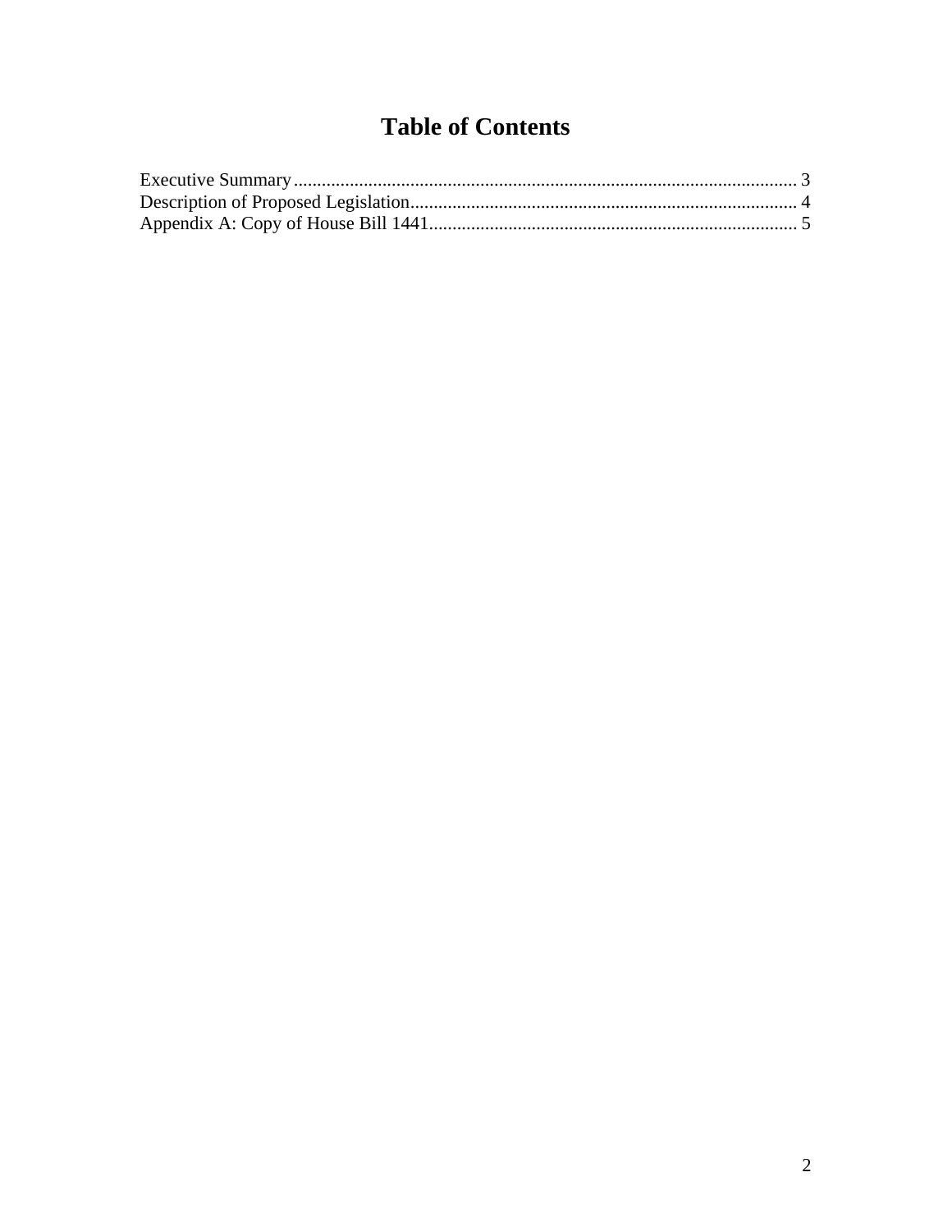# Table of Contents

Executive Summary ........................................................................................................ 3
Description of Proposed Legislation.................................................................................. 4
Appendix A: Copy of House Bill 1441.............................................................................. 5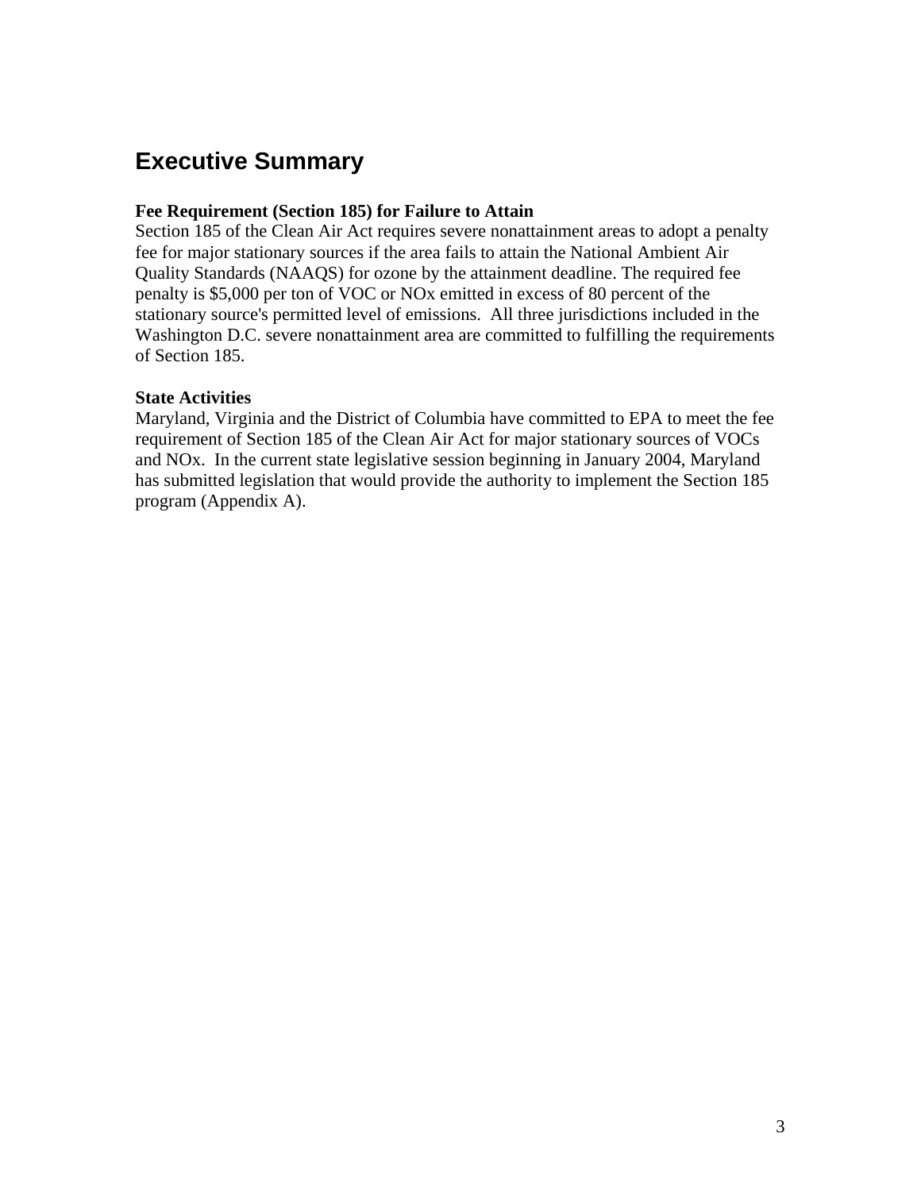# Executive Summary

**Fee Requirement (Section 185) for Failure to Attain**

Section 185 of the Clean Air Act requires severe nonattainment areas to adopt a penalty fee for major stationary sources if the area fails to attain the National Ambient Air Quality Standards (NAAQS) for ozone by the attainment deadline. The required fee penalty is $5,000 per ton of VOC or NOx emitted in excess of 80 percent of the stationary source's permitted level of emissions. All three jurisdictions included in the Washington D.C. severe nonattainment area are committed to fulfilling the requirements of Section 185.

**State Activities**

Maryland, Virginia and the District of Columbia have committed to EPA to meet the fee requirement of Section 185 of the Clean Air Act for major stationary sources of VOCs and NOx. In the current state legislative session beginning in January 2004, Maryland has submitted legislation that would provide the authority to implement the Section 185 program (Appendix A).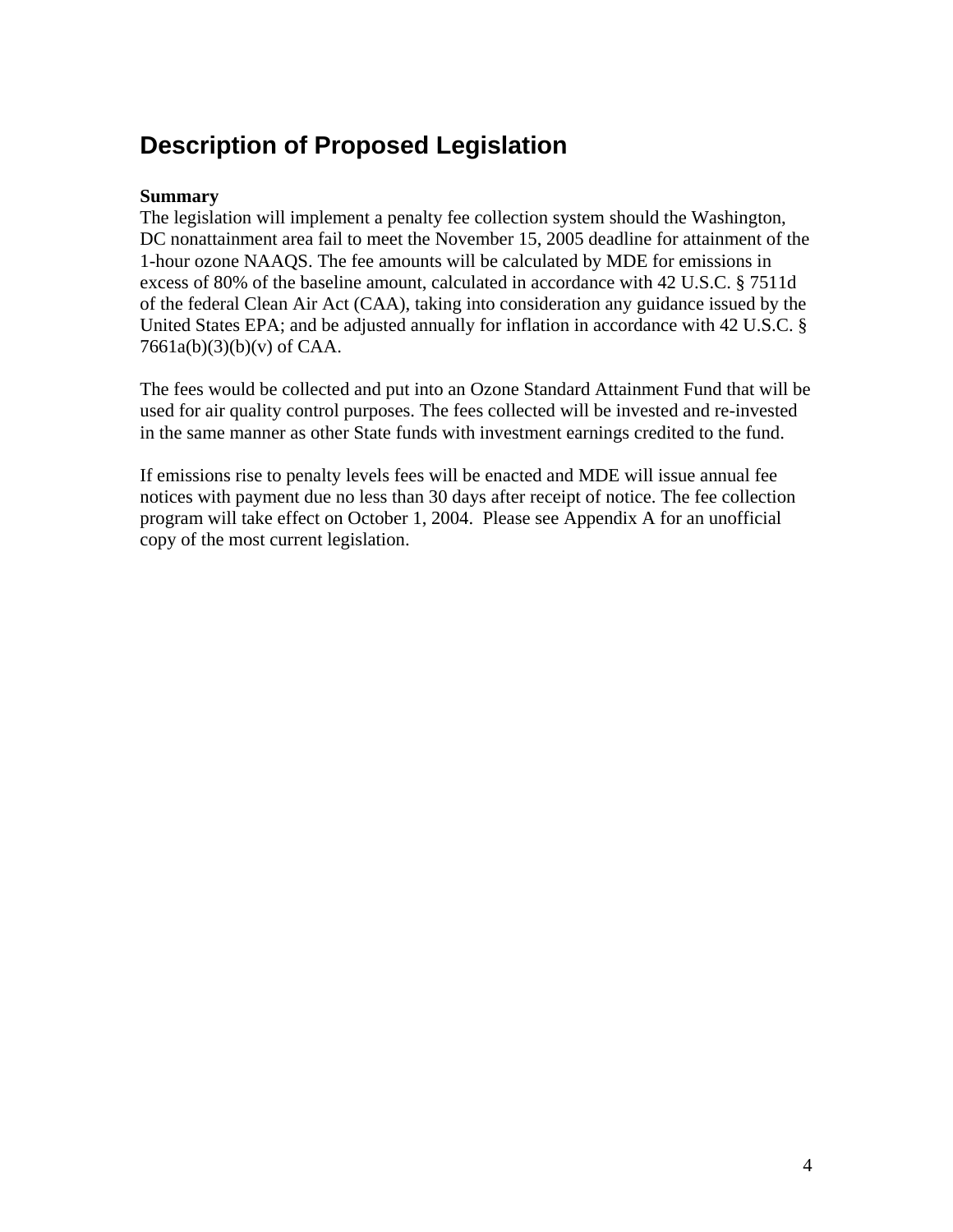# Description of Proposed Legislation

**Summary**

The legislation will implement a penalty fee collection system should the Washington, DC nonattainment area fail to meet the November 15, 2005 deadline for attainment of the 1-hour ozone NAAQS. The fee amounts will be calculated by MDE for emissions in excess of 80% of the baseline amount, calculated in accordance with 42 U.S.C. § 7511d of the federal Clean Air Act (CAA), taking into consideration any guidance issued by the United States EPA; and be adjusted annually for inflation in accordance with 42 U.S.C. § 7661a(b)(3)(b)(v) of CAA.

The fees would be collected and put into an Ozone Standard Attainment Fund that will be used for air quality control purposes. The fees collected will be invested and re-invested in the same manner as other State funds with investment earnings credited to the fund.

If emissions rise to penalty levels fees will be enacted and MDE will issue annual fee notices with payment due no less than 30 days after receipt of notice. The fee collection program will take effect on October 1, 2004. Please see Appendix A for an unofficial copy of the most current legislation.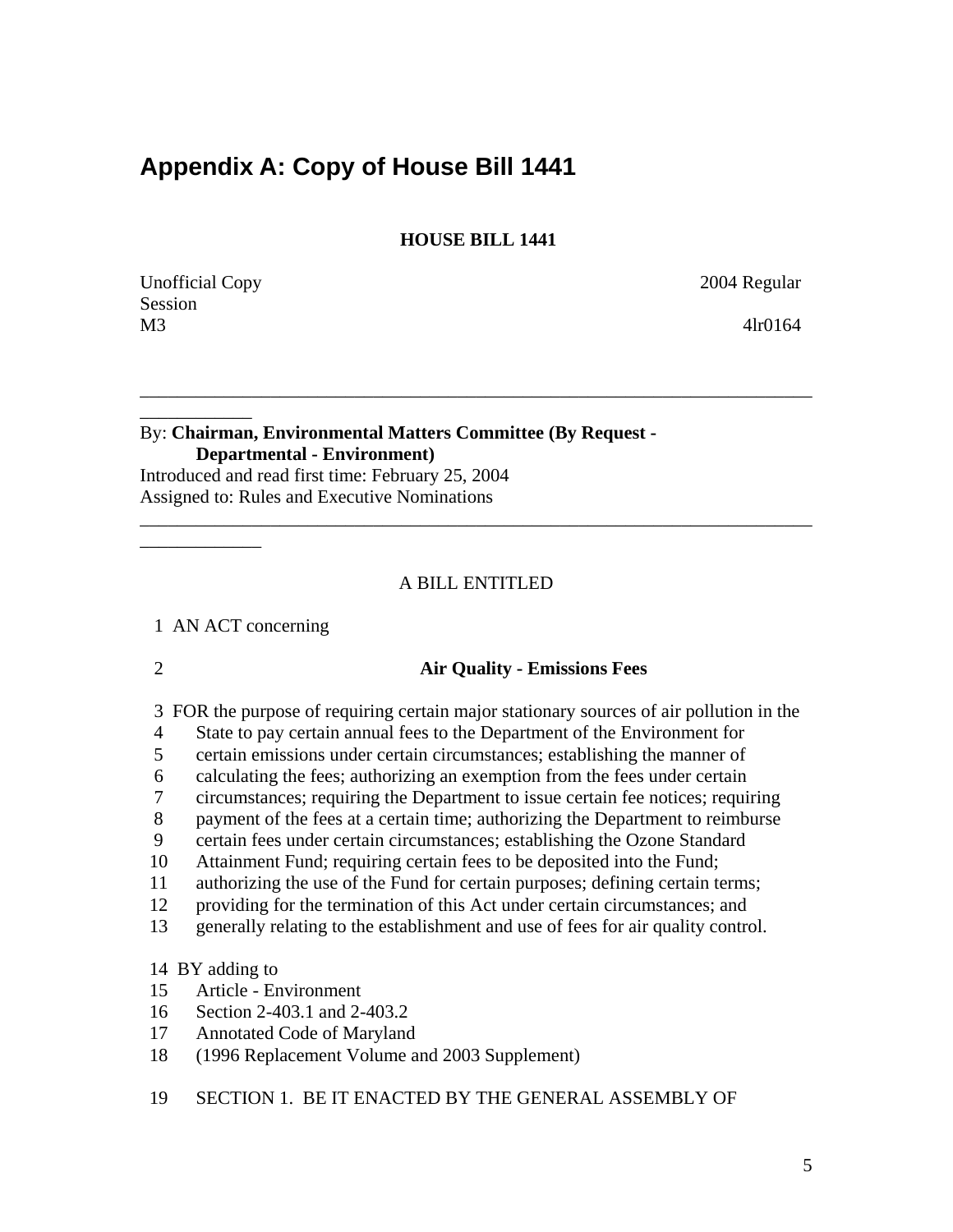## Appendix A: Copy of House Bill 1441

**HOUSE BILL 1441**

Unofficial Copy 2004 Regular Session
M3 4lr0164

---

By: **Chairman, Environmental Matters Committee (By Request - Departmental - Environment)**
Introduced and read first time: February 25, 2004
Assigned to: Rules and Executive Nominations

---

A BILL ENTITLED

1 AN ACT concerning

2 **Air Quality - Emissions Fees**

3 FOR the purpose of requiring certain major stationary sources of air pollution in the
4 State to pay certain annual fees to the Department of the Environment for
5 certain emissions under certain circumstances; establishing the manner of
6 calculating the fees; authorizing an exemption from the fees under certain
7 circumstances; requiring the Department to issue certain fee notices; requiring
8 payment of the fees at a certain time; authorizing the Department to reimburse
9 certain fees under certain circumstances; establishing the Ozone Standard
10 Attainment Fund; requiring certain fees to be deposited into the Fund;
11 authorizing the use of the Fund for certain purposes; defining certain terms;
12 providing for the termination of this Act under certain circumstances; and
13 generally relating to the establishment and use of fees for air quality control.

14 BY adding to
15 Article - Environment
16 Section 2-403.1 and 2-403.2
17 Annotated Code of Maryland
18 (1996 Replacement Volume and 2003 Supplement)

19 SECTION 1. BE IT ENACTED BY THE GENERAL ASSEMBLY OF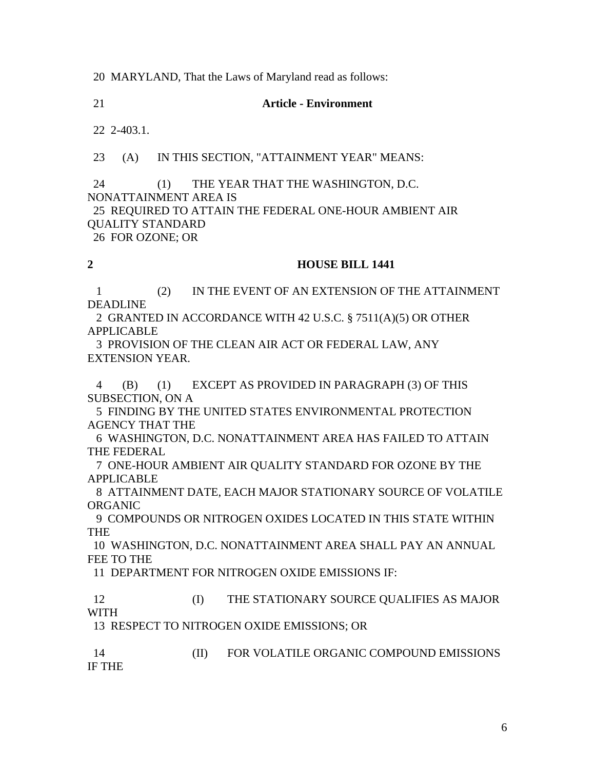20 MARYLAND, That the Laws of Maryland read as follows:

21 **Article - Environment**

22 2-403.1.

23 (A) IN THIS SECTION, "ATTAINMENT YEAR" MEANS:

24 (1) THE YEAR THAT THE WASHINGTON, D.C. NONATTAINMENT AREA IS
25 REQUIRED TO ATTAIN THE FEDERAL ONE-HOUR AMBIENT AIR QUALITY STANDARD
26 FOR OZONE; OR

**2 HOUSE BILL 1441**

1 (2) IN THE EVENT OF AN EXTENSION OF THE ATTAINMENT DEADLINE
2 GRANTED IN ACCORDANCE WITH 42 U.S.C. § 7511(A)(5) OR OTHER APPLICABLE
3 PROVISION OF THE CLEAN AIR ACT OR FEDERAL LAW, ANY EXTENSION YEAR.

4 (B) (1) EXCEPT AS PROVIDED IN PARAGRAPH (3) OF THIS SUBSECTION, ON A
5 FINDING BY THE UNITED STATES ENVIRONMENTAL PROTECTION AGENCY THAT THE
6 WASHINGTON, D.C. NONATTAINMENT AREA HAS FAILED TO ATTAIN THE FEDERAL
7 ONE-HOUR AMBIENT AIR QUALITY STANDARD FOR OZONE BY THE APPLICABLE
8 ATTAINMENT DATE, EACH MAJOR STATIONARY SOURCE OF VOLATILE ORGANIC
9 COMPOUNDS OR NITROGEN OXIDES LOCATED IN THIS STATE WITHIN THE
10 WASHINGTON, D.C. NONATTAINMENT AREA SHALL PAY AN ANNUAL FEE TO THE
11 DEPARTMENT FOR NITROGEN OXIDE EMISSIONS IF:

12 (I) THE STATIONARY SOURCE QUALIFIES AS MAJOR WITH
13 RESPECT TO NITROGEN OXIDE EMISSIONS; OR

14 (II) FOR VOLATILE ORGANIC COMPOUND EMISSIONS IF THE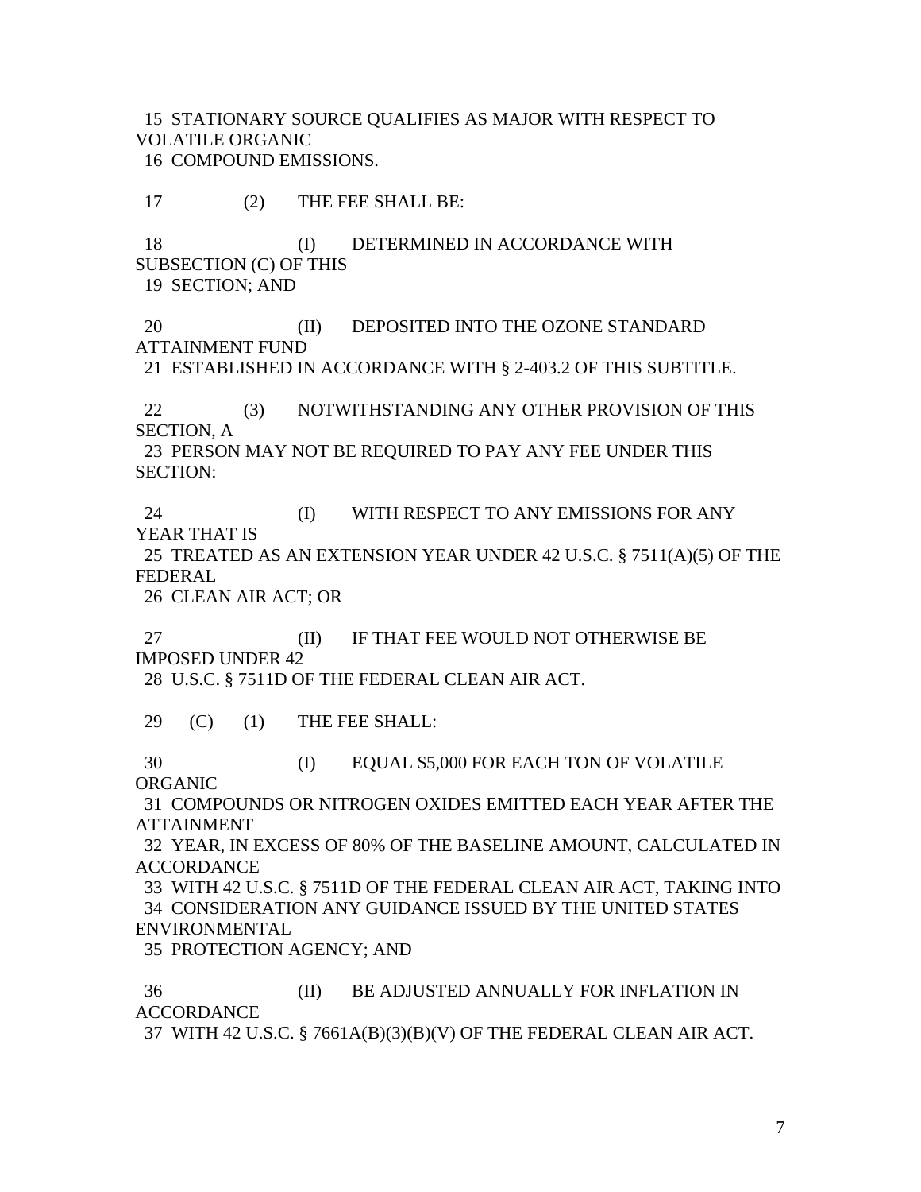15 STATIONARY SOURCE QUALIFIES AS MAJOR WITH RESPECT TO VOLATILE ORGANIC
16 COMPOUND EMISSIONS.

17 (2) THE FEE SHALL BE:

18 (I) DETERMINED IN ACCORDANCE WITH SUBSECTION (C) OF THIS
19 SECTION; AND

20 (II) DEPOSITED INTO THE OZONE STANDARD ATTAINMENT FUND
21 ESTABLISHED IN ACCORDANCE WITH § 2-403.2 OF THIS SUBTITLE.

22 (3) NOTWITHSTANDING ANY OTHER PROVISION OF THIS SECTION, A
23 PERSON MAY NOT BE REQUIRED TO PAY ANY FEE UNDER THIS SECTION:

24 (I) WITH RESPECT TO ANY EMISSIONS FOR ANY YEAR THAT IS
25 TREATED AS AN EXTENSION YEAR UNDER 42 U.S.C. § 7511(A)(5) OF THE FEDERAL
26 CLEAN AIR ACT; OR

27 (II) IF THAT FEE WOULD NOT OTHERWISE BE IMPOSED UNDER 42
28 U.S.C. § 7511D OF THE FEDERAL CLEAN AIR ACT.

29 (C) (1) THE FEE SHALL:

30 (I) EQUAL $5,000 FOR EACH TON OF VOLATILE ORGANIC
31 COMPOUNDS OR NITROGEN OXIDES EMITTED EACH YEAR AFTER THE ATTAINMENT
32 YEAR, IN EXCESS OF 80% OF THE BASELINE AMOUNT, CALCULATED IN ACCORDANCE
33 WITH 42 U.S.C. § 7511D OF THE FEDERAL CLEAN AIR ACT, TAKING INTO
34 CONSIDERATION ANY GUIDANCE ISSUED BY THE UNITED STATES ENVIRONMENTAL
35 PROTECTION AGENCY; AND

36 (II) BE ADJUSTED ANNUALLY FOR INFLATION IN ACCORDANCE
37 WITH 42 U.S.C. § 7661A(B)(3)(B)(V) OF THE FEDERAL CLEAN AIR ACT.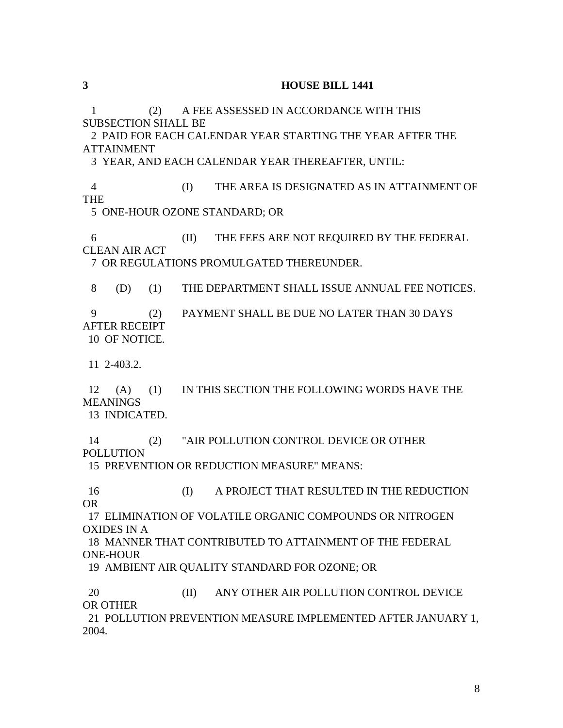1 (2) A FEE ASSESSED IN ACCORDANCE WITH THIS SUBSECTION SHALL BE
2 PAID FOR EACH CALENDAR YEAR STARTING THE YEAR AFTER THE ATTAINMENT
3 YEAR, AND EACH CALENDAR YEAR THEREAFTER, UNTIL:

4 (I) THE AREA IS DESIGNATED AS IN ATTAINMENT OF THE
5 ONE-HOUR OZONE STANDARD; OR

6 (II) THE FEES ARE NOT REQUIRED BY THE FEDERAL CLEAN AIR ACT
7 OR REGULATIONS PROMULGATED THEREUNDER.

8 (D) (1) THE DEPARTMENT SHALL ISSUE ANNUAL FEE NOTICES.

9 (2) PAYMENT SHALL BE DUE NO LATER THAN 30 DAYS AFTER RECEIPT
10 OF NOTICE.

11 2-403.2.

12 (A) (1) IN THIS SECTION THE FOLLOWING WORDS HAVE THE MEANINGS
13 INDICATED.

14 (2) "AIR POLLUTION CONTROL DEVICE OR OTHER POLLUTION
15 PREVENTION OR REDUCTION MEASURE" MEANS:

16 (I) A PROJECT THAT RESULTED IN THE REDUCTION OR
17 ELIMINATION OF VOLATILE ORGANIC COMPOUNDS OR NITROGEN OXIDES IN A
18 MANNER THAT CONTRIBUTED TO ATTAINMENT OF THE FEDERAL ONE-HOUR
19 AMBIENT AIR QUALITY STANDARD FOR OZONE; OR

20 (II) ANY OTHER AIR POLLUTION CONTROL DEVICE OR OTHER
21 POLLUTION PREVENTION MEASURE IMPLEMENTED AFTER JANUARY 1, 2004.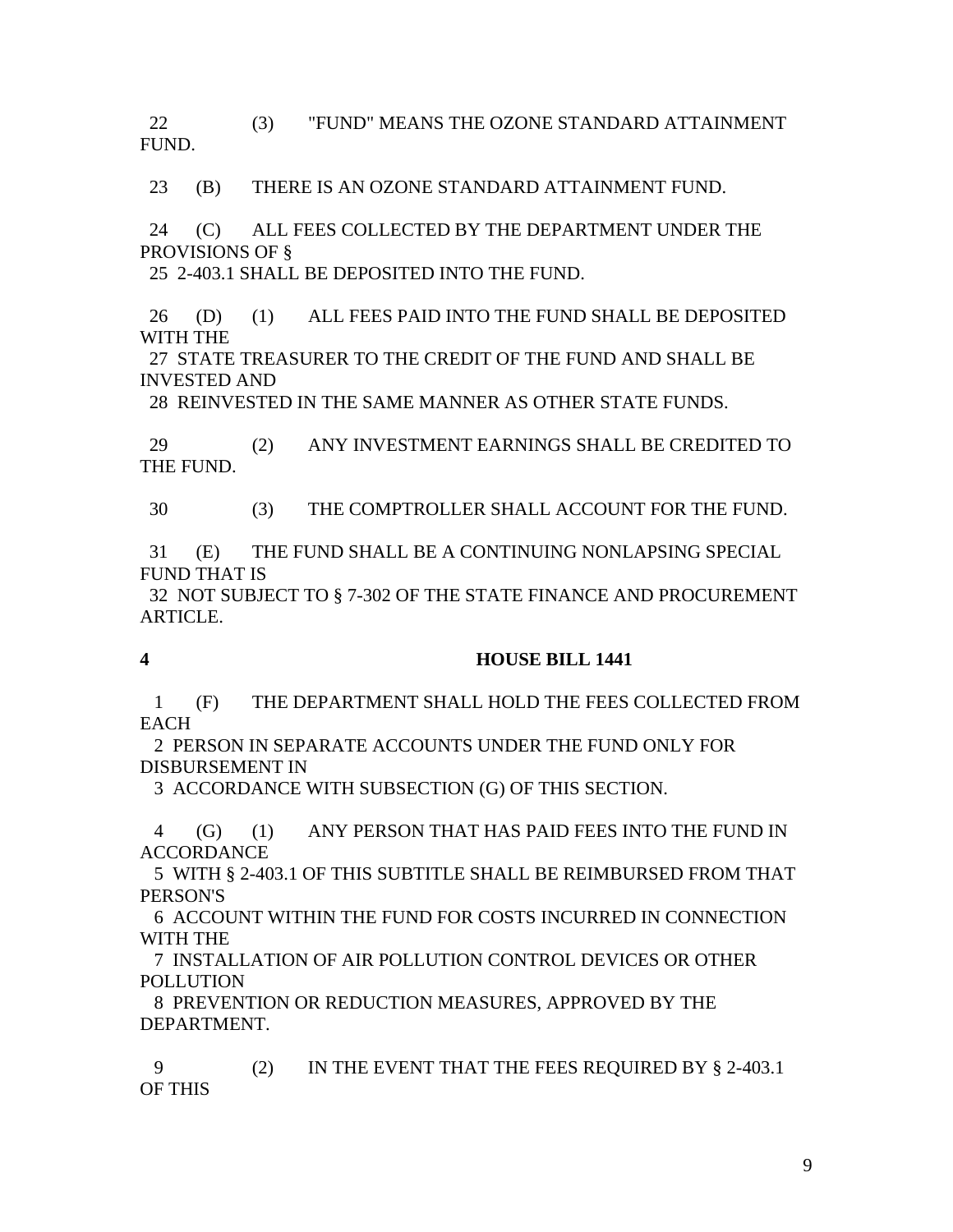22 (3) "FUND" MEANS THE OZONE STANDARD ATTAINMENT FUND.

23 (B) THERE IS AN OZONE STANDARD ATTAINMENT FUND.

24 (C) ALL FEES COLLECTED BY THE DEPARTMENT UNDER THE PROVISIONS OF §
25 2-403.1 SHALL BE DEPOSITED INTO THE FUND.

26 (D) (1) ALL FEES PAID INTO THE FUND SHALL BE DEPOSITED WITH THE
27 STATE TREASURER TO THE CREDIT OF THE FUND AND SHALL BE INVESTED AND
28 REINVESTED IN THE SAME MANNER AS OTHER STATE FUNDS.

29 (2) ANY INVESTMENT EARNINGS SHALL BE CREDITED TO THE FUND.

30 (3) THE COMPTROLLER SHALL ACCOUNT FOR THE FUND.

31 (E) THE FUND SHALL BE A CONTINUING NONLAPSING SPECIAL FUND THAT IS
32 NOT SUBJECT TO § 7-302 OF THE STATE FINANCE AND PROCUREMENT ARTICLE.

**4 HOUSE BILL 1441**

1 (F) THE DEPARTMENT SHALL HOLD THE FEES COLLECTED FROM EACH
2 PERSON IN SEPARATE ACCOUNTS UNDER THE FUND ONLY FOR DISBURSEMENT IN
3 ACCORDANCE WITH SUBSECTION (G) OF THIS SECTION.

4 (G) (1) ANY PERSON THAT HAS PAID FEES INTO THE FUND IN ACCORDANCE
5 WITH § 2-403.1 OF THIS SUBTITLE SHALL BE REIMBURSED FROM THAT PERSON'S
6 ACCOUNT WITHIN THE FUND FOR COSTS INCURRED IN CONNECTION WITH THE
7 INSTALLATION OF AIR POLLUTION CONTROL DEVICES OR OTHER POLLUTION
8 PREVENTION OR REDUCTION MEASURES, APPROVED BY THE DEPARTMENT.

9 (2) IN THE EVENT THAT THE FEES REQUIRED BY § 2-403.1 OF THIS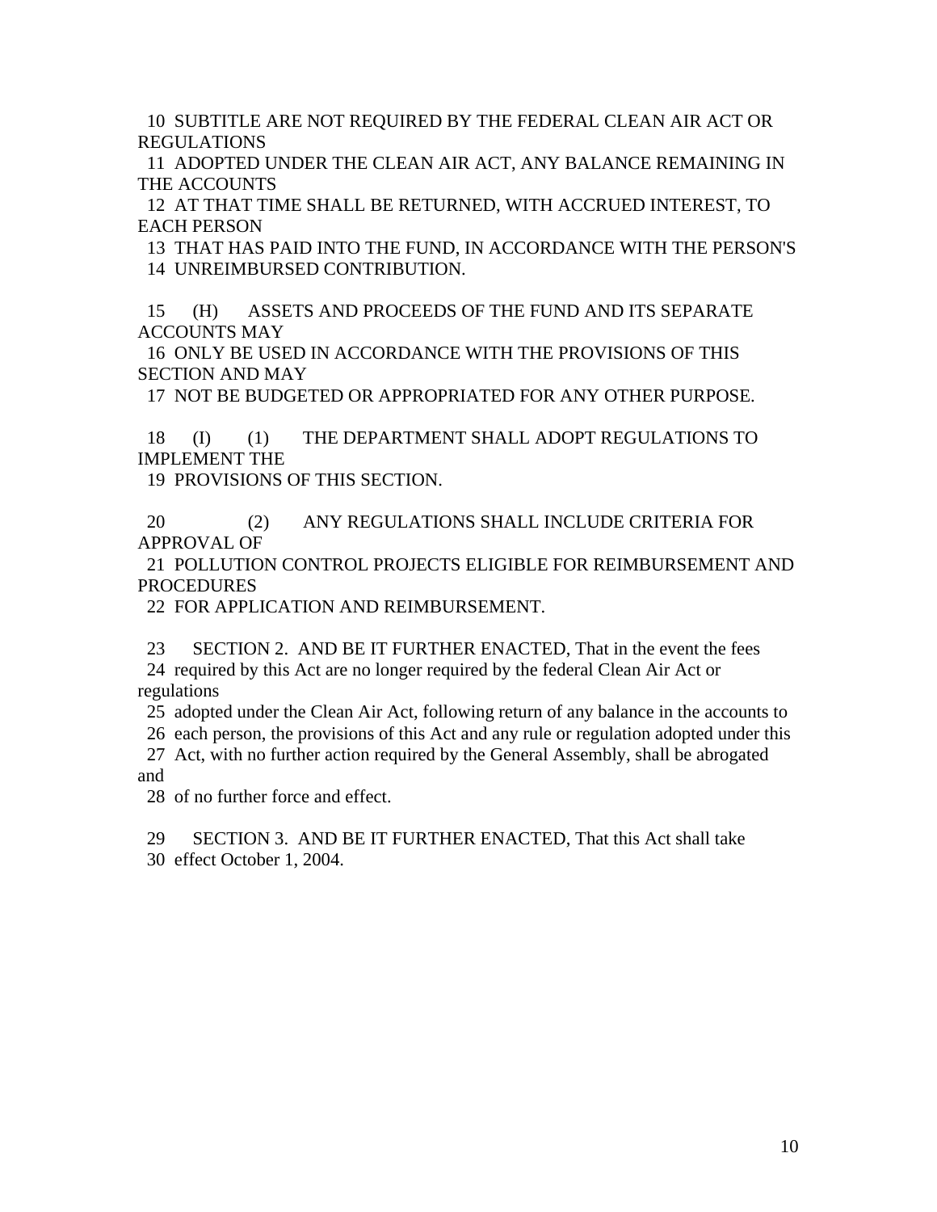10 SUBTITLE ARE NOT REQUIRED BY THE FEDERAL CLEAN AIR ACT OR REGULATIONS
11 ADOPTED UNDER THE CLEAN AIR ACT, ANY BALANCE REMAINING IN THE ACCOUNTS
12 AT THAT TIME SHALL BE RETURNED, WITH ACCRUED INTEREST, TO EACH PERSON
13 THAT HAS PAID INTO THE FUND, IN ACCORDANCE WITH THE PERSON'S
14 UNREIMBURSED CONTRIBUTION.

15 (H) ASSETS AND PROCEEDS OF THE FUND AND ITS SEPARATE ACCOUNTS MAY
16 ONLY BE USED IN ACCORDANCE WITH THE PROVISIONS OF THIS SECTION AND MAY
17 NOT BE BUDGETED OR APPROPRIATED FOR ANY OTHER PURPOSE.

18 (I) (1) THE DEPARTMENT SHALL ADOPT REGULATIONS TO IMPLEMENT THE
19 PROVISIONS OF THIS SECTION.

20 (2) ANY REGULATIONS SHALL INCLUDE CRITERIA FOR APPROVAL OF
21 POLLUTION CONTROL PROJECTS ELIGIBLE FOR REIMBURSEMENT AND PROCEDURES
22 FOR APPLICATION AND REIMBURSEMENT.

23 SECTION 2. AND BE IT FURTHER ENACTED, That in the event the fees
24 required by this Act are no longer required by the federal Clean Air Act or regulations
25 adopted under the Clean Air Act, following return of any balance in the accounts to
26 each person, the provisions of this Act and any rule or regulation adopted under this
27 Act, with no further action required by the General Assembly, shall be abrogated and
28 of no further force and effect.

29 SECTION 3. AND BE IT FURTHER ENACTED, That this Act shall take
30 effect October 1, 2004.